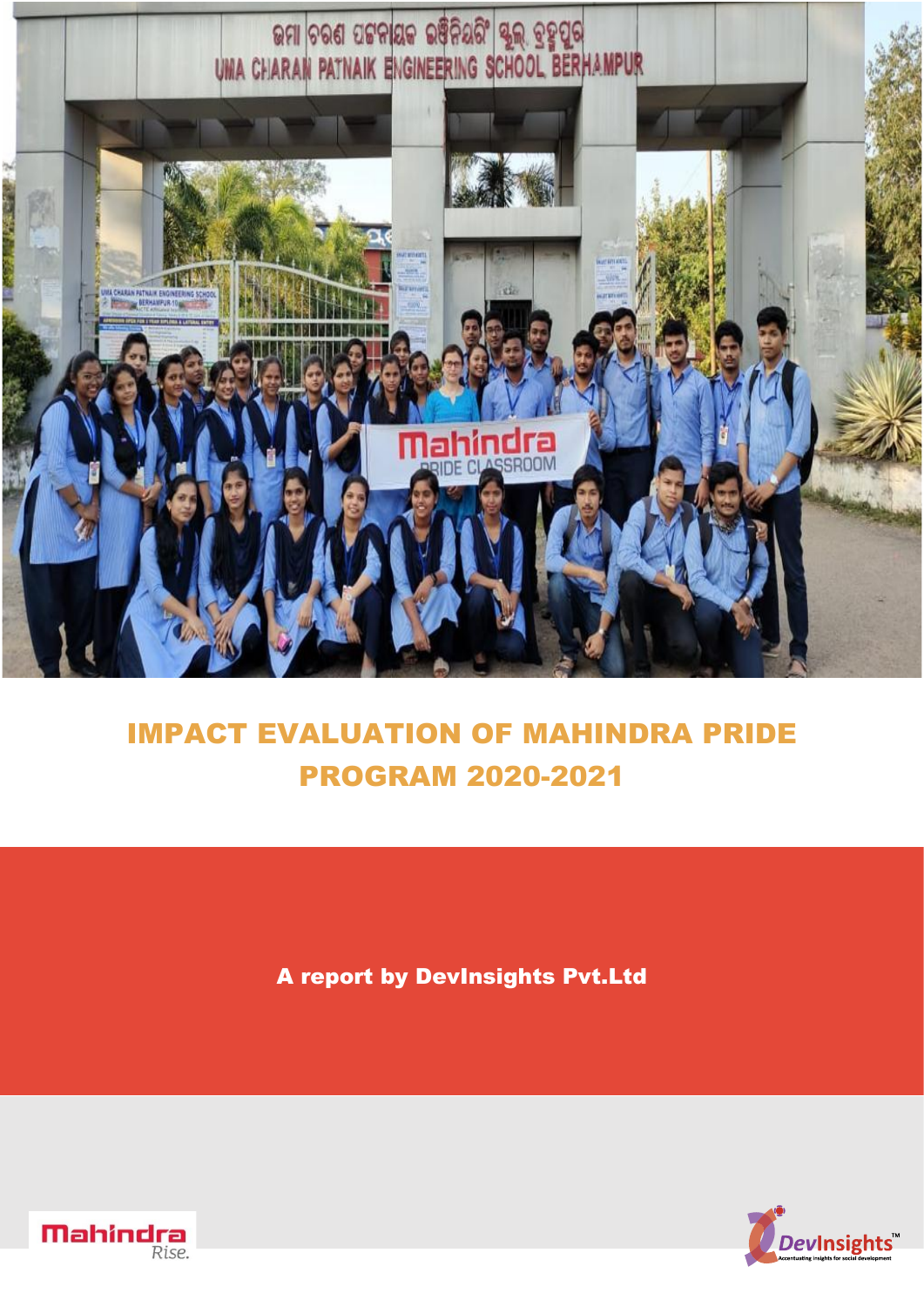# IMPACT EVALUATION OF MAHINDRA PRIDE PROGRAM 2020-2021

**A report by DevInsights Pvt.Ltd**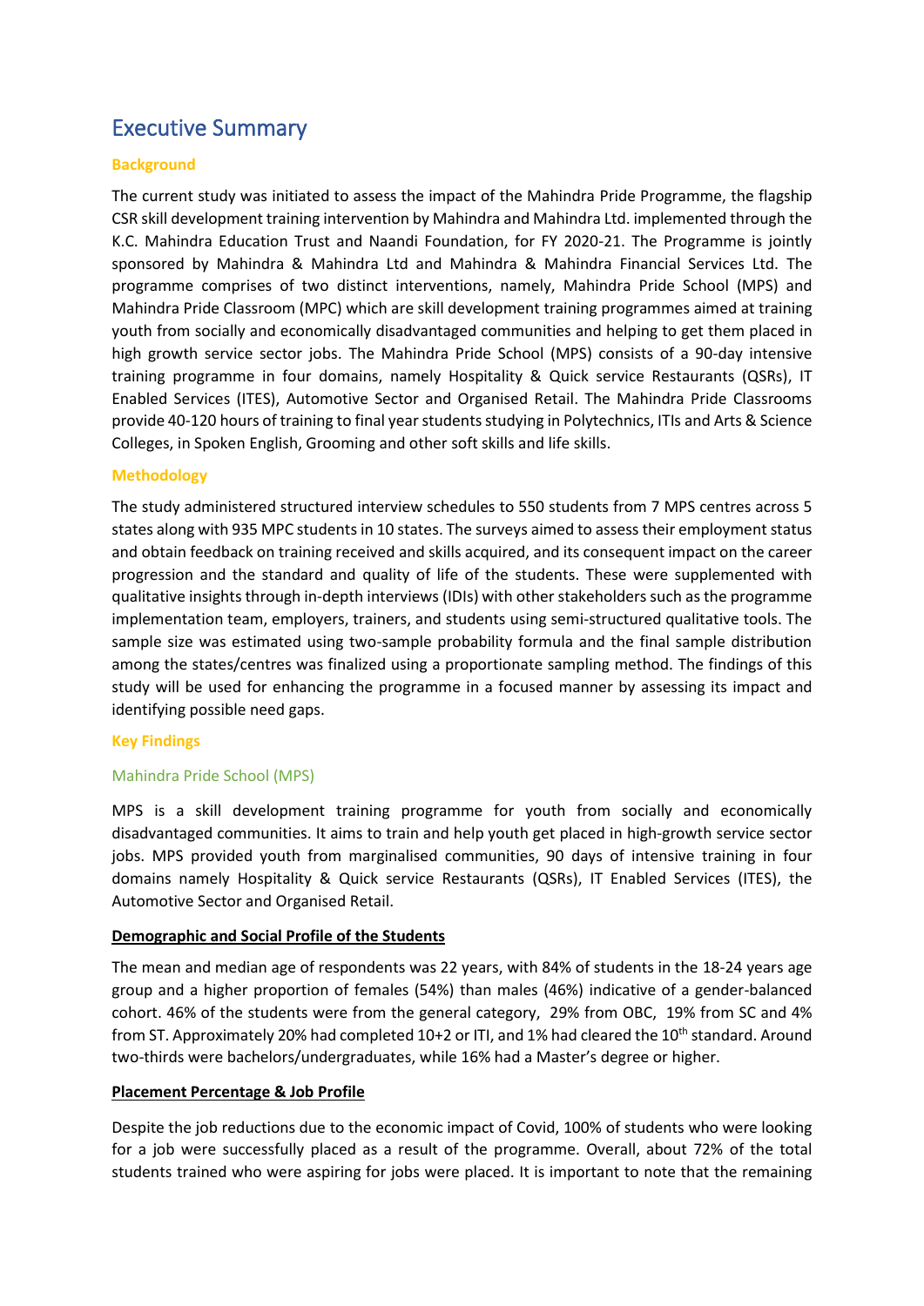# Executive Summary

## Background

The current study was initiated to assess the impact of the Mahindra Pride Programme, the flagship CSR skill development training intervention by Mahindra and Mahindra Ltd. implemented through the K.C. Mahindra Education Trust and Naandi Foundation, for FY 2020-21. The Programme is jointly sponsored by Mahindra & Mahindra Ltd and Mahindra & Mahindra Financial Services Ltd. The programme comprises of two distinct interventions, namely, Mahindra Pride School (MPS) and Mahindra Pride Classroom (MPC) which are skill development training programmes aimed at training youth from socially and economically disadvantaged communities and helping to get them placed in high growth service sector jobs. The Mahindra Pride School (MPS) consists of a 90-day intensive training programme in four domains, namely Hospitality & Quick service Restaurants (QSRs), IT Enabled Services (ITES), Automotive Sector and Organised Retail. The Mahindra Pride Classrooms provide 40-120 hours of training to final year students studying in Polytechnics, ITIs and Arts & Science Colleges, in Spoken English, Grooming and other soft skills and life skills.

## Methodology

The study administered structured interview schedules to 550 students from 7 MPS centres across 5 states along with 935 MPC students in 10 states. The surveys aimed to assess their employment status and obtain feedback on training received and skills acquired, and its consequent impact on the career progression and the standard and quality of life of the students. These were supplemented with qualitative insights through in-depth interviews (IDIs) with other stakeholders such as the programme implementation team, employers, trainers, and students using semi-structured qualitative tools. The sample size was estimated using two-sample probability formula and the final sample distribution among the states/centres was finalized using a proportionate sampling method. The findings of this study will be used for enhancing the programme in a focused manner by assessing its impact and identifying possible need gaps.

## Key Findings

### Mahindra Pride School (MPS)

MPS is a skill development training programme for youth from socially and economically disadvantaged communities. It aims to train and help youth get placed in high-growth service sector jobs. MPS provided youth from marginalised communities, 90 days of intensive training in four domains namely Hospitality & Quick service Restaurants (QSRs), IT Enabled Services (ITES), the Automotive Sector and Organised Retail.

**Demographic and Social Profile of the Students**

The mean and median age of respondents was 22 years, with 84% of students in the 18-24 years age group and a higher proportion of females (54%) than males (46%) indicative of a gender-balanced cohort. 46% of the students were from the general category, 29% from OBC, 19% from SC and 4% from ST. Approximately 20% had completed 10+2 or ITI, and 1% had cleared the 10th standard. Around two-thirds were bachelors/undergraduates, while 16% had a Master's degree or higher.

**Placement Percentage & Job Profile**

Despite the job reductions due to the economic impact of Covid, 100% of students who were looking for a job were successfully placed as a result of the programme. Overall, about 72% of the total students trained who were aspiring for jobs were placed. It is important to note that the remaining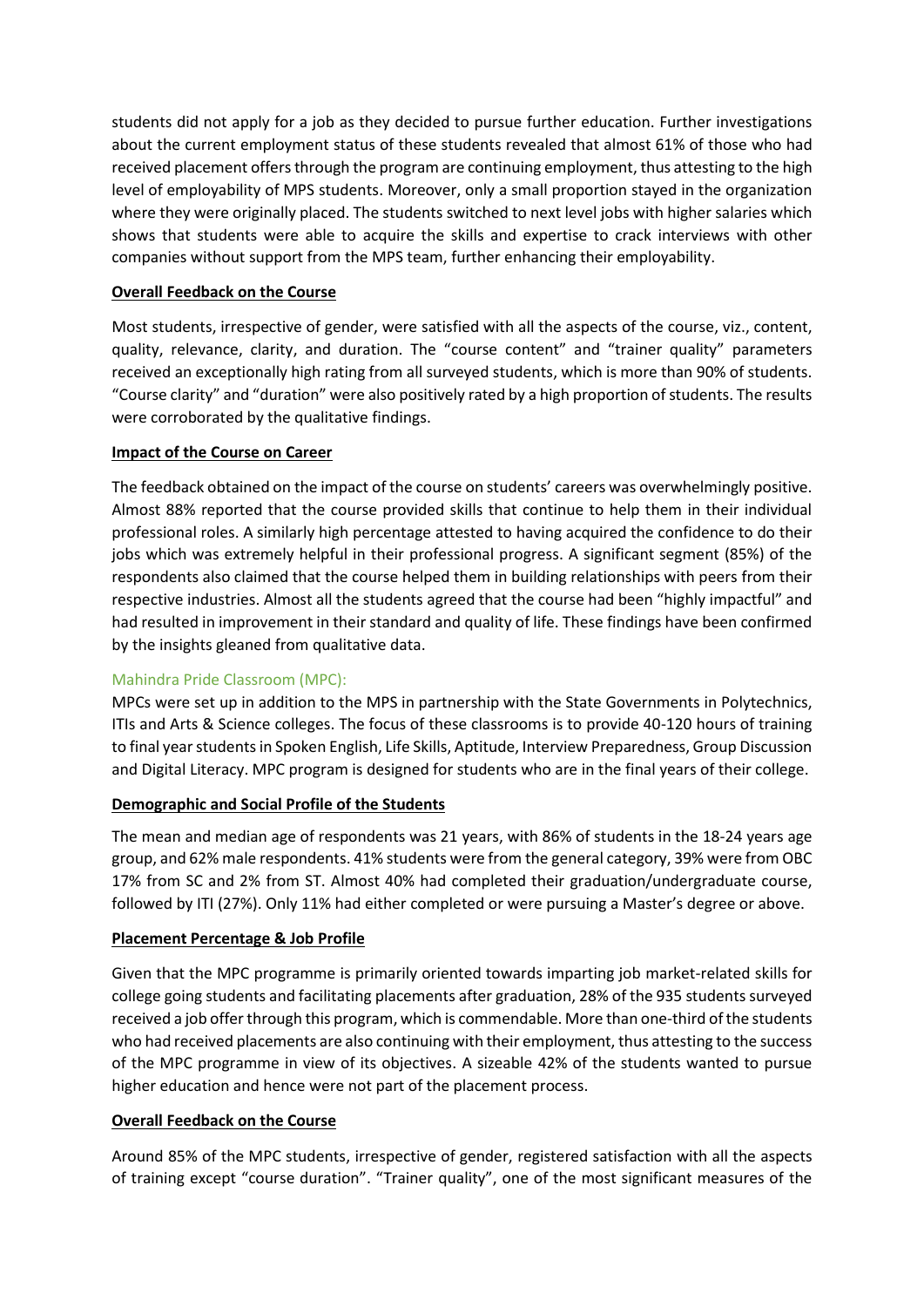students did not apply for a job as they decided to pursue further education. Further investigations about the current employment status of these students revealed that almost 61% of those who had received placement offers through the program are continuing employment, thus attesting to the high level of employability of MPS students. Moreover, only a small proportion stayed in the organization where they were originally placed. The students switched to next level jobs with higher salaries which shows that students were able to acquire the skills and expertise to crack interviews with other companies without support from the MPS team, further enhancing their employability.

**Overall Feedback on the Course**

Most students, irrespective of gender, were satisfied with all the aspects of the course, viz., content, quality, relevance, clarity, and duration. The "course content" and "trainer quality" parameters received an exceptionally high rating from all surveyed students, which is more than 90% of students. "Course clarity" and "duration" were also positively rated by a high proportion of students. The results were corroborated by the qualitative findings.

**Impact of the Course on Career**

The feedback obtained on the impact of the course on students' careers was overwhelmingly positive. Almost 88% reported that the course provided skills that continue to help them in their individual professional roles. A similarly high percentage attested to having acquired the confidence to do their jobs which was extremely helpful in their professional progress. A significant segment (85%) of the respondents also claimed that the course helped them in building relationships with peers from their respective industries. Almost all the students agreed that the course had been "highly impactful" and had resulted in improvement in their standard and quality of life. These findings have been confirmed by the insights gleaned from qualitative data.

### Mahindra Pride Classroom (MPC):

MPCs were set up in addition to the MPS in partnership with the State Governments in Polytechnics, ITIs and Arts & Science colleges. The focus of these classrooms is to provide 40-120 hours of training to final year students in Spoken English, Life Skills, Aptitude, Interview Preparedness, Group Discussion and Digital Literacy. MPC program is designed for students who are in the final years of their college.

**Demographic and Social Profile of the Students**

The mean and median age of respondents was 21 years, with 86% of students in the 18-24 years age group, and 62% male respondents. 41% students were from the general category, 39% were from OBC 17% from SC and 2% from ST. Almost 40% had completed their graduation/undergraduate course, followed by ITI (27%). Only 11% had either completed or were pursuing a Master's degree or above.

**Placement Percentage & Job Profile**

Given that the MPC programme is primarily oriented towards imparting job market-related skills for college going students and facilitating placements after graduation, 28% of the 935 students surveyed received a job offer through this program, which is commendable. More than one-third of the students who had received placements are also continuing with their employment, thus attesting to the success of the MPC programme in view of its objectives. A sizeable 42% of the students wanted to pursue higher education and hence were not part of the placement process.

**Overall Feedback on the Course**

Around 85% of the MPC students, irrespective of gender, registered satisfaction with all the aspects of training except "course duration". "Trainer quality", one of the most significant measures of the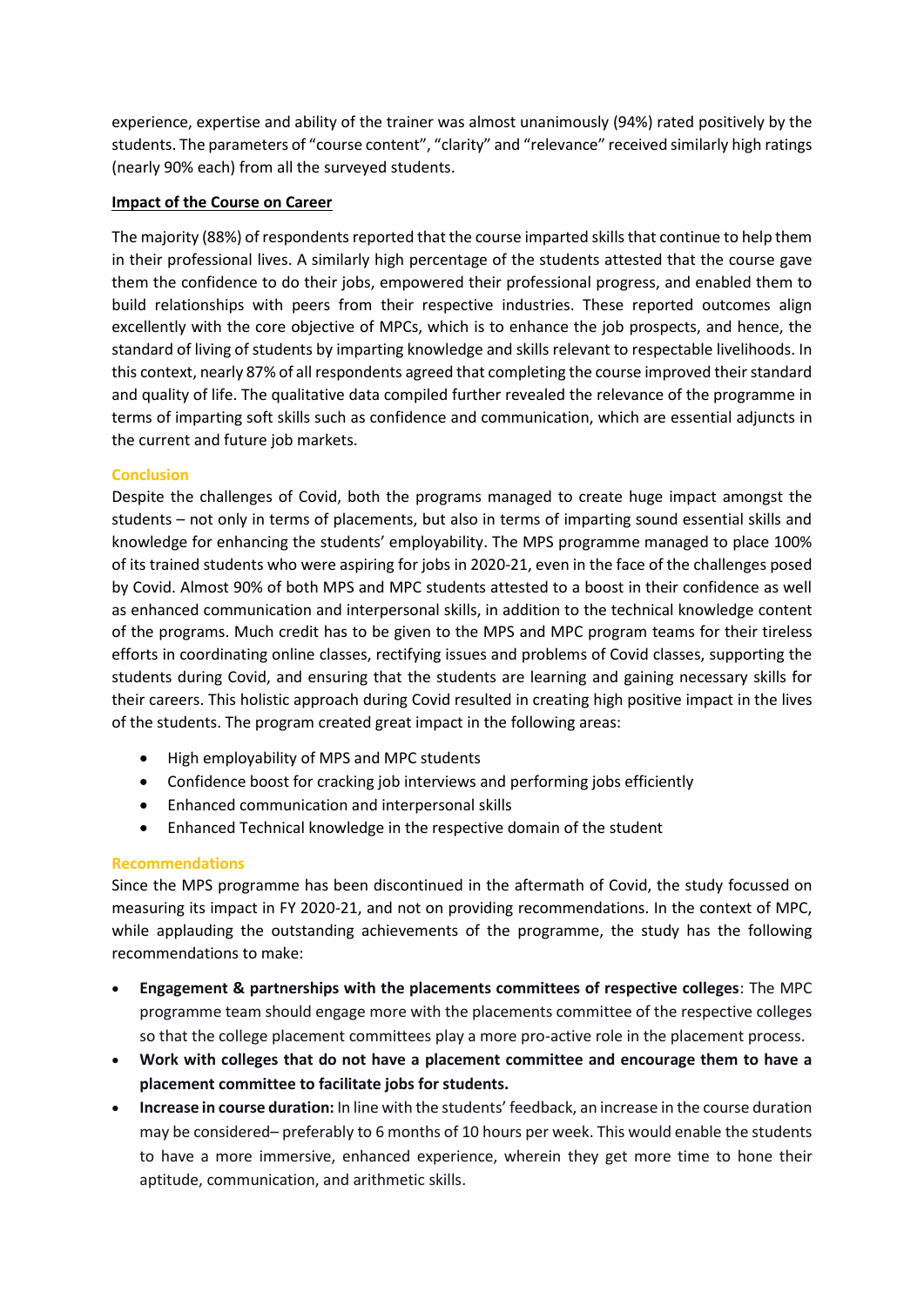experience, expertise and ability of the trainer was almost unanimously (94%) rated positively by the students. The parameters of "course content", "clarity" and "relevance" received similarly high ratings (nearly 90% each) from all the surveyed students.

**Impact of the Course on Career**

The majority (88%) of respondents reported that the course imparted skills that continue to help them in their professional lives. A similarly high percentage of the students attested that the course gave them the confidence to do their jobs, empowered their professional progress, and enabled them to build relationships with peers from their respective industries. These reported outcomes align excellently with the core objective of MPCs, which is to enhance the job prospects, and hence, the standard of living of students by imparting knowledge and skills relevant to respectable livelihoods. In this context, nearly 87% of all respondents agreed that completing the course improved their standard and quality of life. The qualitative data compiled further revealed the relevance of the programme in terms of imparting soft skills such as confidence and communication, which are essential adjuncts in the current and future job markets.

## Conclusion

Despite the challenges of Covid, both the programs managed to create huge impact amongst the students – not only in terms of placements, but also in terms of imparting sound essential skills and knowledge for enhancing the students' employability. The MPS programme managed to place 100% of its trained students who were aspiring for jobs in 2020-21, even in the face of the challenges posed by Covid. Almost 90% of both MPS and MPC students attested to a boost in their confidence as well as enhanced communication and interpersonal skills, in addition to the technical knowledge content of the programs. Much credit has to be given to the MPS and MPC program teams for their tireless efforts in coordinating online classes, rectifying issues and problems of Covid classes, supporting the students during Covid, and ensuring that the students are learning and gaining necessary skills for their careers. This holistic approach during Covid resulted in creating high positive impact in the lives of the students. The program created great impact in the following areas:

- High employability of MPS and MPC students
- Confidence boost for cracking job interviews and performing jobs efficiently
- Enhanced communication and interpersonal skills
- Enhanced Technical knowledge in the respective domain of the student

## Recommendations

Since the MPS programme has been discontinued in the aftermath of Covid, the study focussed on measuring its impact in FY 2020-21, and not on providing recommendations. In the context of MPC, while applauding the outstanding achievements of the programme, the study has the following recommendations to make:

- **Engagement & partnerships with the placements committees of respective colleges**: The MPC programme team should engage more with the placements committee of the respective colleges so that the college placement committees play a more pro-active role in the placement process.
- **Work with colleges that do not have a placement committee and encourage them to have a placement committee to facilitate jobs for students.**
- **Increase in course duration:** In line with the students' feedback, an increase in the course duration may be considered– preferably to 6 months of 10 hours per week. This would enable the students to have a more immersive, enhanced experience, wherein they get more time to hone their aptitude, communication, and arithmetic skills.